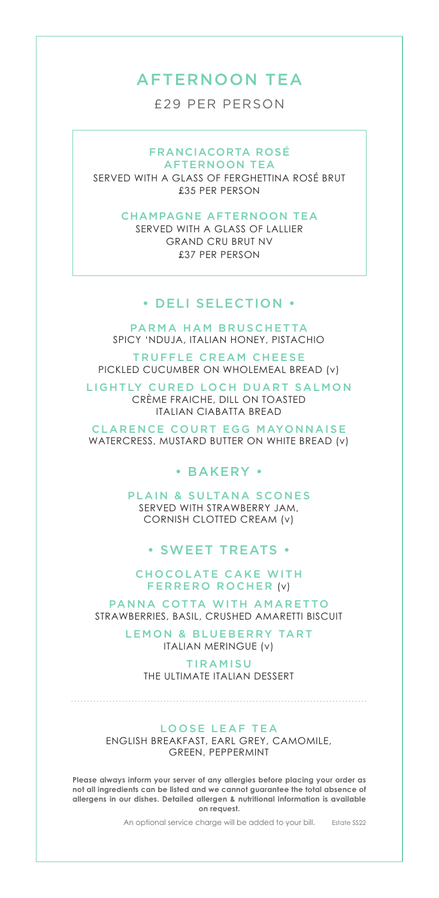# AFTERNOON TEA

£29 PER PERSON

### FRANCIACORTA ROSÉ AFTERNOON TEA

SERVED WITH A GLASS OF FERGHETTINA ROSÉ BRUT
£35 PER PERSON

### CHAMPAGNE AFTERNOON TEA

SERVED WITH A GLASS OF LALLIER GRAND CRU BRUT NV
£37 PER PERSON

## • DELI SELECTION •

**PARMA HAM BRUSCHETTA**
SPICY 'NDUJA, ITALIAN HONEY, PISTACHIO

**TRUFFLE CREAM CHEESE**
PICKLED CUCUMBER ON WHOLEMEAL BREAD (v)

**LIGHTLY CURED LOCH DUART SALMON**
CRÈME FRAICHE, DILL ON TOASTED ITALIAN CIABATTA BREAD

**CLARENCE COURT EGG MAYONNAISE**
WATERCRESS, MUSTARD BUTTER ON WHITE BREAD (v)

## • BAKERY •

**PLAIN & SULTANA SCONES**
SERVED WITH STRAWBERRY JAM, CORNISH CLOTTED CREAM (v)

## • SWEET TREATS •

**CHOCOLATE CAKE WITH FERRERO ROCHER** (v)

**PANNA COTTA WITH AMARETTO**
STRAWBERRIES, BASIL, CRUSHED AMARETTI BISCUIT

**LEMON & BLUEBERRY TART**
ITALIAN MERINGUE (v)

**TIRAMISU**
THE ULTIMATE ITALIAN DESSERT

---

**LOOSE LEAF TEA**
ENGLISH BREAKFAST, EARL GREY, CAMOMILE, GREEN, PEPPERMINT

**Please always inform your server of any allergies before placing your order as not all ingredients can be listed and we cannot guarantee the total absence of allergens in our dishes. Detailed allergen & nutritional information is available on request.**

An optional service charge will be added to your bill. Estate SS22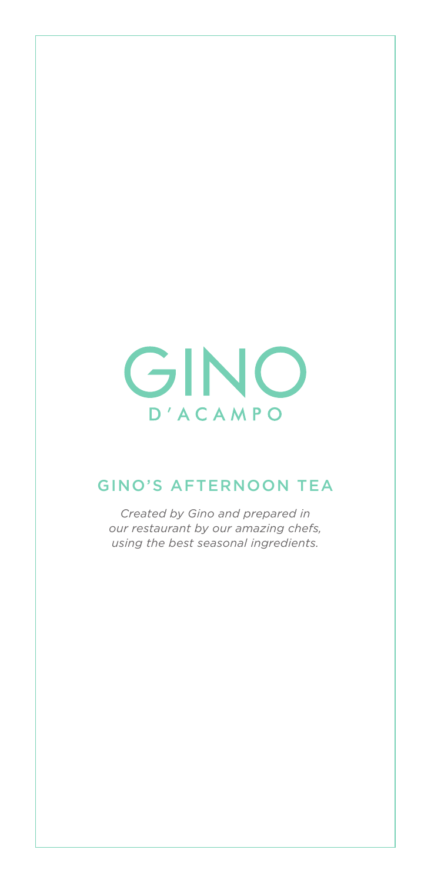# GINO

D'ACAMPO

## GINO'S AFTERNOON TEA

*Created by Gino and prepared in our restaurant by our amazing chefs, using the best seasonal ingredients.*